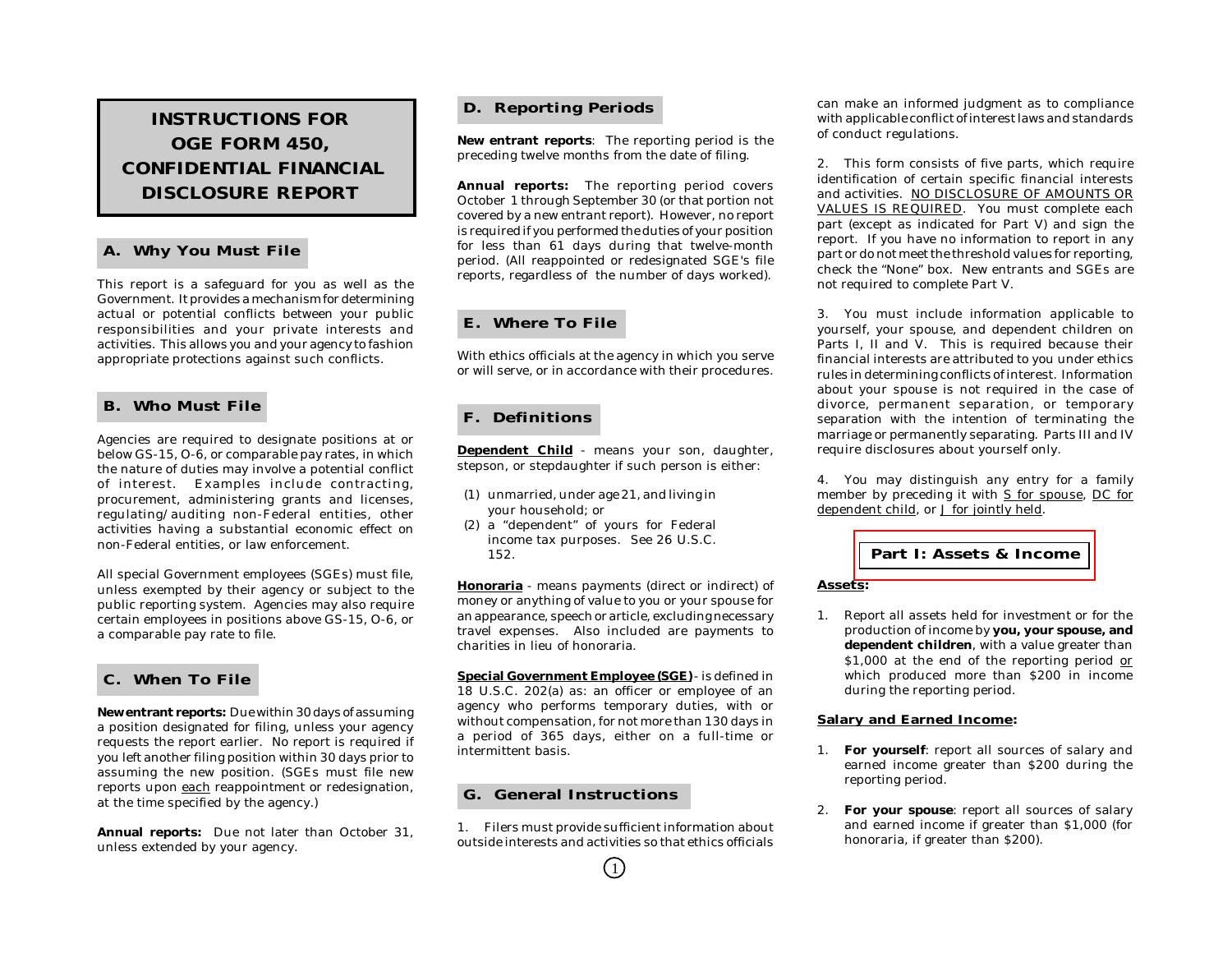# INSTRUCTIONS FOR OGE FORM 450, CONFIDENTIAL FINANCIAL DISCLOSURE REPORT

## A. Why You Must File

This report is a safeguard for you as well as the Government. It provides a mechanism for determining actual or potential conflicts between your public responsibilities and your private interests and activities. This allows you and your agency to fashion appropriate protections against such conflicts.

## B. Who Must File

Agencies are required to designate positions at or below GS-15, O-6, or comparable pay rates, in which the nature of duties may involve a potential conflict of interest. Examples include contracting, procurement, administering grants and licenses, regulating/auditing non-Federal entities, other activities having a substantial economic effect on non-Federal entities, or law enforcement.

All special Government employees (SGEs) must file, unless exempted by their agency or subject to the public reporting system. Agencies may also require certain employees in positions above GS-15, O-6, or a comparable pay rate to file.

## C. When To File

**New entrant reports:** Due within 30 days of assuming a position designated for filing, unless your agency requests the report earlier. No report is required if you left another filing position within 30 days prior to assuming the new position. (SGEs must file new reports upon each reappointment or redesignation, at the time specified by the agency.)

**Annual reports:** Due not later than October 31, unless extended by your agency.

## D. Reporting Periods

**New entrant reports**: The reporting period is the preceding twelve months from the date of filing.

**Annual reports:** The reporting period covers October 1 through September 30 (or that portion not covered by a new entrant report). However, no report is required if you performed the duties of your position for less than 61 days during that twelve-month period. (All reappointed or redesignated SGE's file reports, regardless of the number of days worked).

## E. Where To File

With ethics officials at the agency in which you serve or will serve, or in accordance with their procedures.

## F. Definitions

**Dependent Child** - means your son, daughter, stepson, or stepdaughter if such person is either:

(1) unmarried, under age 21, and living in your household; or
(2) a "dependent" of yours for Federal income tax purposes. See 26 U.S.C. 152.

**Honoraria** - means payments (direct or indirect) of money or anything of value to you or your spouse for an appearance, speech or article, excluding necessary travel expenses. Also included are payments to charities in lieu of honoraria.

**Special Government Employee (SGE)** - is defined in 18 U.S.C. 202(a) as: an officer or employee of an agency who performs temporary duties, with or without compensation, for not more than 130 days in a period of 365 days, either on a full-time or intermittent basis.

## G. General Instructions

1. Filers must provide sufficient information about outside interests and activities so that ethics officials can make an informed judgment as to compliance with applicable conflict of interest laws and standards of conduct regulations.

2. This form consists of five parts, which require identification of certain specific financial interests and activities. NO DISCLOSURE OF AMOUNTS OR VALUES IS REQUIRED. You must complete each part (except as indicated for Part V) and sign the report. If you have no information to report in any part or do not meet the threshold values for reporting, check the "None" box. New entrants and SGEs are not required to complete Part V.

3. You must include information applicable to yourself, your spouse, and dependent children on Parts I, II and V. This is required because their financial interests are attributed to you under ethics rules in determining conflicts of interest. Information about your spouse is not required in the case of divorce, permanent separation, or temporary separation with the intention of terminating the marriage or permanently separating. Parts III and IV require disclosures about yourself only.

4. You may distinguish any entry for a family member by preceding it with S for spouse, DC for dependent child, or J for jointly held.

## Part I: Assets & Income

**Assets:**

1. Report all assets held for investment or for the production of income by **you, your spouse, and dependent children**, with a value greater than $1,000 at the end of the reporting period or which produced more than $200 in income during the reporting period.

**Salary and Earned Income:**

1. **For yourself**: report all sources of salary and earned income greater than $200 during the reporting period.

2. **For your spouse**: report all sources of salary and earned income if greater than $1,000 (for honoraria, if greater than $200).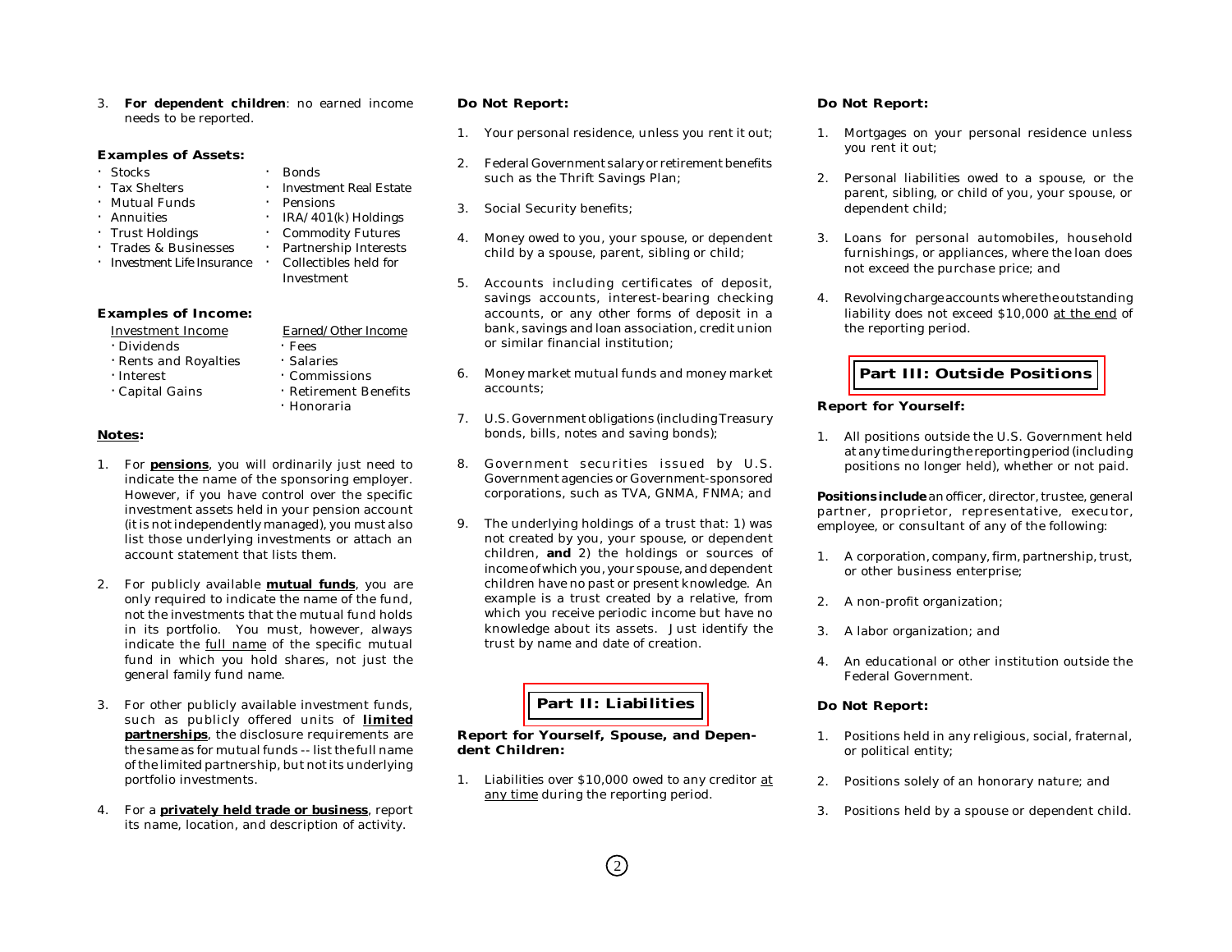3. **For dependent children**: no earned income needs to be reported.

**Examples of Assets:**

- Stocks
- Tax Shelters
- Mutual Funds
- Annuities
- Trust Holdings
- Trades & Businesses
- Investment Life Insurance
- Bonds
- Investment Real Estate
- Pensions
- IRA/401(k) Holdings
- Commodity Futures
- Partnership Interests
- Collectibles held for Investment

**Examples of Income:**

Investment Income

- Dividends
- Rents and Royalties
- Interest
- Capital Gains

Earned/Other Income

- Fees
- Salaries
- Commissions
- Retirement Benefits
- Honoraria

**Notes:**

1. For **pensions**, you will ordinarily just need to indicate the name of the sponsoring employer. However, if you have control over the specific investment assets held in your pension account (it is not independently managed), you must also list those underlying investments or attach an account statement that lists them.

2. For publicly available **mutual funds**, you are only required to indicate the name of the fund, not the investments that the mutual fund holds in its portfolio. You must, however, always indicate the full name of the specific mutual fund in which you hold shares, not just the general family fund name.

3. For other publicly available investment funds, such as publicly offered units of **limited partnerships**, the disclosure requirements are the same as for mutual funds -- list the full name of the limited partnership, but not its underlying portfolio investments.

4. For a **privately held trade or business**, report its name, location, and description of activity.

**Do Not Report:**

1. Your personal residence, unless you rent it out;
2. Federal Government salary or retirement benefits such as the Thrift Savings Plan;
3. Social Security benefits;
4. Money owed to you, your spouse, or dependent child by a spouse, parent, sibling or child;
5. Accounts including certificates of deposit, savings accounts, interest-bearing checking accounts, or any other forms of deposit in a bank, savings and loan association, credit union or similar financial institution;
6. Money market mutual funds and money market accounts;
7. U.S. Government obligations (including Treasury bonds, bills, notes and saving bonds);
8. Government securities issued by U.S. Government agencies or Government-sponsored corporations, such as TVA, GNMA, FNMA; and
9. The underlying holdings of a trust that: 1) was not created by you, your spouse, or dependent children, **and** 2) the holdings or sources of income of which you, your spouse, and dependent children have no past or present knowledge. An example is a trust created by a relative, from which you receive periodic income but have no knowledge about its assets. Just identify the trust by name and date of creation.

## Part II: Liabilities

**Report for Yourself, Spouse, and Dependent Children:**

1. Liabilities over $10,000 owed to any creditor at any time during the reporting period.

**Do Not Report:**

1. Mortgages on your personal residence unless you rent it out;
2. Personal liabilities owed to a spouse, or the parent, sibling, or child of you, your spouse, or dependent child;
3. Loans for personal automobiles, household furnishings, or appliances, where the loan does not exceed the purchase price; and
4. Revolving charge accounts where the outstanding liability does not exceed $10,000 at the end of the reporting period.

## Part III: Outside Positions

**Report for Yourself:**

1. All positions outside the U.S. Government held at any time during the reporting period (including positions no longer held), whether or not paid.

**Positions include** an officer, director, trustee, general partner, proprietor, representative, executor, employee, or consultant of any of the following:

1. A corporation, company, firm, partnership, trust, or other business enterprise;
2. A non-profit organization;
3. A labor organization; and
4. An educational or other institution outside the Federal Government.

**Do Not Report:**

1. Positions held in any religious, social, fraternal, or political entity;
2. Positions solely of an honorary nature; and
3. Positions held by a spouse or dependent child.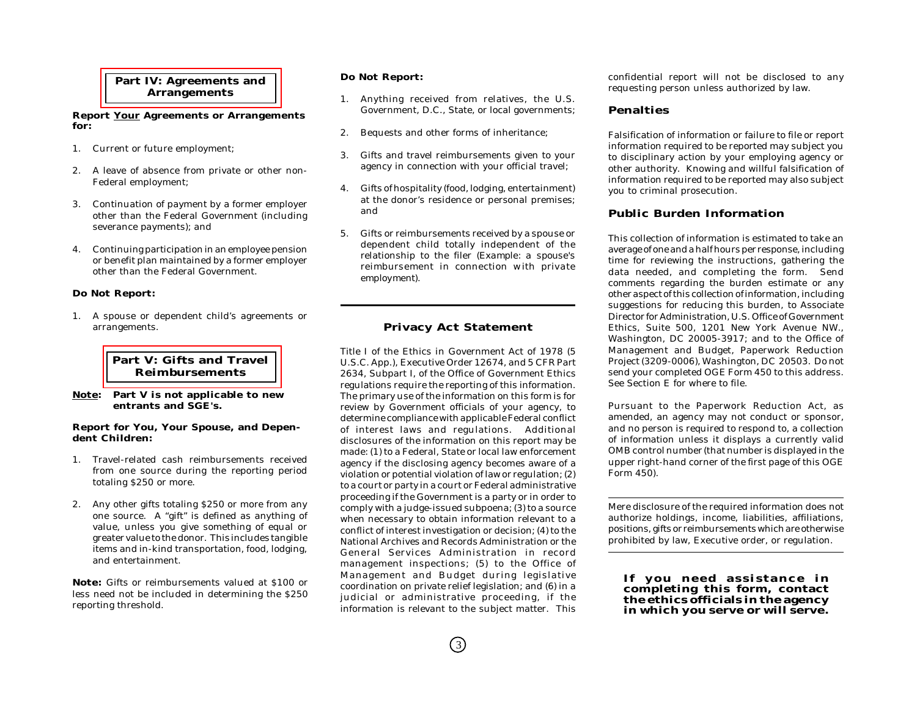## Part IV: Agreements and Arrangements

**Report <u>Your</u> Agreements or Arrangements for:**

1. Current or future employment;
2. A leave of absence from private or other non-Federal employment;
3. Continuation of payment by a former employer other than the Federal Government (including severance payments); and
4. Continuing participation in an employee pension or benefit plan maintained by a former employer other than the Federal Government.

**Do Not Report:**

1. A spouse or dependent child's agreements or arrangements.

## Part V: Gifts and Travel Reimbursements

**<u>Note</u>: Part V is not applicable to new entrants and SGE's.**

**Report for You, Your Spouse, and Dependent Children:**

1. Travel-related cash reimbursements received from one source during the reporting period totaling $250 or more.
2. Any other gifts totaling $250 or more from any one source. A "gift" is defined as anything of value, unless you give something of equal or greater value to the donor. This includes tangible items and in-kind transportation, food, lodging, and entertainment.

**Note:** Gifts or reimbursements valued at $100 or less need not be included in determining the $250 reporting threshold.

**Do Not Report:**

1. Anything received from relatives, the U.S. Government, D.C., State, or local governments;
2. Bequests and other forms of inheritance;
3. Gifts and travel reimbursements given to your agency in connection with your official travel;
4. Gifts of hospitality (food, lodging, entertainment) at the donor's residence or personal premises; and
5. Gifts or reimbursements received by a spouse or dependent child totally independent of the relationship to the filer (Example: a spouse's reimbursement in connection with private employment).

---

## Privacy Act Statement

Title I of the Ethics in Government Act of 1978 (5 U.S.C. App.), Executive Order 12674, and 5 CFR Part 2634, Subpart I, of the Office of Government Ethics regulations require the reporting of this information. The primary use of the information on this form is for review by Government officials of your agency, to determine compliance with applicable Federal conflict of interest laws and regulations. Additional disclosures of the information on this report may be made: (1) to a Federal, State or local law enforcement agency if the disclosing agency becomes aware of a violation or potential violation of law or regulation; (2) to a court or party in a court or Federal administrative proceeding if the Government is a party or in order to comply with a judge-issued subpoena; (3) to a source when necessary to obtain information relevant to a conflict of interest investigation or decision; (4) to the National Archives and Records Administration or the General Services Administration in record management inspections; (5) to the Office of Management and Budget during legislative coordination on private relief legislation; and (6) in a judicial or administrative proceeding, if the information is relevant to the subject matter. This confidential report will not be disclosed to any requesting person unless authorized by law.

## Penalties

Falsification of information or failure to file or report information required to be reported may subject you to disciplinary action by your employing agency or other authority. Knowing and willful falsification of information required to be reported may also subject you to criminal prosecution.

## Public Burden Information

This collection of information is estimated to take an average of one and a half hours per response, including time for reviewing the instructions, gathering the data needed, and completing the form. Send comments regarding the burden estimate or any other aspect of this collection of information, including suggestions for reducing this burden, to Associate Director for Administration, U.S. Office of Government Ethics, Suite 500, 1201 New York Avenue NW., Washington, DC 20005-3917; and to the Office of Management and Budget, Paperwork Reduction Project (3209-0006), Washington, DC 20503. Do not send your completed OGE Form 450 to this address. See Section E for where to file.

Pursuant to the Paperwork Reduction Act, as amended, an agency may not conduct or sponsor, and no person is required to respond to, a collection of information unless it displays a currently valid OMB control number (that number is displayed in the upper right-hand corner of the first page of this OGE Form 450).

---

Mere disclosure of the required information does not authorize holdings, income, liabilities, affiliations, positions, gifts or reimbursements which are otherwise prohibited by law, Executive order, or regulation.

---

**If you need assistance in completing this form, contact the ethics officials in the agency in which you serve or will serve.**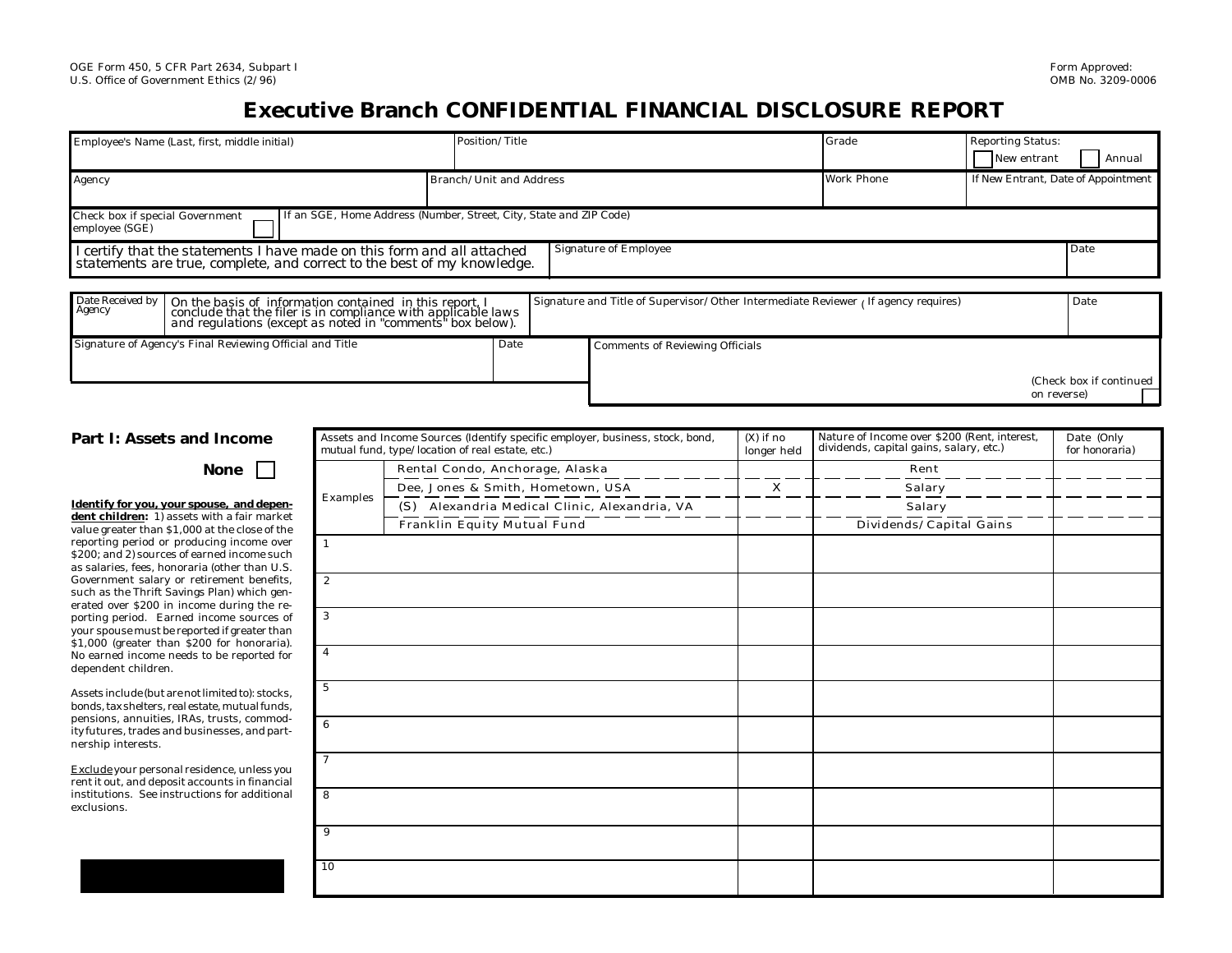OGE Form 450, 5 CFR Part 2634, Subpart I
U.S. Office of Government Ethics (2/96)

Form Approved:
OMB No. 3209-0006

# Executive Branch CONFIDENTIAL FINANCIAL DISCLOSURE REPORT

| Employee's Name (Last, first, middle initial) | Position/Title | Grade | Reporting Status: ☐ New entrant ☐ Annual |
|---|---|---|---|
| Agency | Branch/Unit and Address | Work Phone | If New Entrant, Date of Appointment |

| Check box if special Government employee (SGE) ☐ | If an SGE, Home Address (Number, Street, City, State and ZIP Code) |
|---|---|

| I certify that the statements I have made on this form and all attached statements are true, complete, and correct to the best of my knowledge. | Signature of Employee | Date |
|---|---|---|

| Date Received by Agency | On the basis of information contained in this report, I conclude that the filer is in compliance with applicable laws and regulations (except as noted in "comments" box below). | Signature and Title of Supervisor/Other Intermediate Reviewer (If agency requires) | Date |
|---|---|---|---|

| Signature of Agency's Final Reviewing Official and Title | Date | Comments of Reviewing Officials (Check box if continued on reverse) ☐ |
|---|---|---|

## Part I: Assets and Income

**None** ☐

**Identify for you, your spouse, and dependent children:** 1) assets with a fair market value greater than $1,000 at the close of the reporting period or producing income over $200; and 2) sources of earned income such as salaries, fees, honoraria (other than U.S. Government salary or retirement benefits, such as the Thrift Savings Plan) which generated over $200 in income during the reporting period. Earned income sources of your spouse must be reported if greater than $1,000 (greater than $200 for honoraria). No earned income needs to be reported for dependent children.

Assets include (but are not limited to): stocks, bonds, tax shelters, real estate, mutual funds, pensions, annuities, IRAs, trusts, commodity futures, trades and businesses, and partnership interests.

Exclude your personal residence, unless you rent it out, and deposit accounts in financial institutions. See instructions for additional exclusions.

| | Assets and Income Sources (Identify specific employer, business, stock, bond, mutual fund, type/location of real estate, etc.) | (X) if no longer held | Nature of Income over $200 (Rent, interest, dividends, capital gains, salary, etc.) | Date (Only for honoraria) |
|---|---|---|---|---|
| Examples | Rental Condo, Anchorage, Alaska | | Rent | |
| | Dee, Jones & Smith, Hometown, USA | X | Salary | |
| | (S) Alexandria Medical Clinic, Alexandria, VA | | Salary | |
| | Franklin Equity Mutual Fund | | Dividends/Capital Gains | |
| 1 | | | | |
| 2 | | | | |
| 3 | | | | |
| 4 | | | | |
| 5 | | | | |
| 6 | | | | |
| 7 | | | | |
| 8 | | | | |
| 9 | | | | |
| 10 | | | | |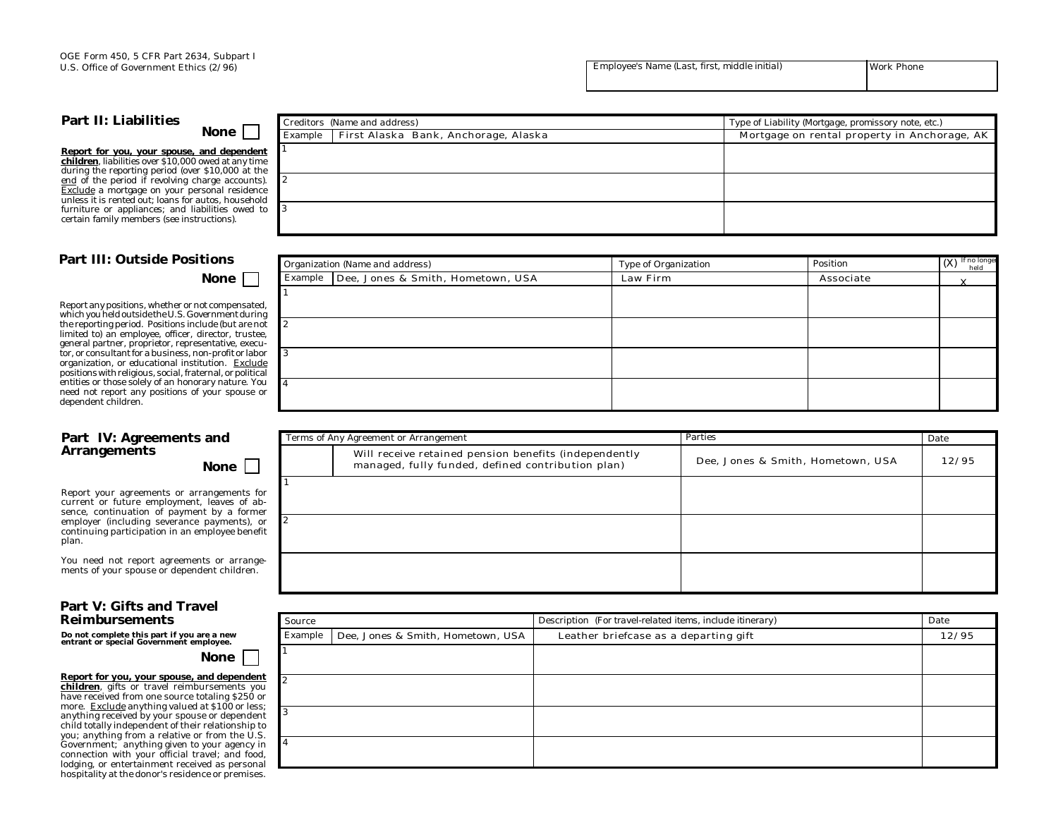OGE Form 450, 5 CFR Part 2634, Subpart I
U.S. Office of Government Ethics (2/96)

| Employee's Name (Last, first, middle initial) | Work Phone |
| --- | --- |
| | |

## Part II: Liabilities

**None** ☐

**Report for you, your spouse, and dependent children**, liabilities over $10,000 owed at any time during the reporting period (over $10,000 at the end of the period if revolving charge accounts). Exclude a mortgage on your personal residence unless it is rented out; loans for autos, household furniture or appliances; and liabilities owed to certain family members (see instructions).

| | Creditors (Name and address) | Type of Liability (Mortgage, promissory note, etc.) |
| --- | --- | --- |
| Example | First Alaska Bank, Anchorage, Alaska | Mortgage on rental property in Anchorage, AK |
| 1 | | |
| 2 | | |
| 3 | | |

## Part III: Outside Positions

**None** ☐

Report any positions, whether or not compensated, which you held outside the U.S. Government during the reporting period. Positions include (but are not limited to) an employee, officer, director, trustee, general partner, proprietor, representative, executor, or consultant for a business, non-profit or labor organization, or educational institution. Exclude positions with religious, social, fraternal, or political entities or those solely of an honorary nature. You need not report any positions of your spouse or dependent children.

| | Organization (Name and address) | Type of Organization | Position | (X) If no longer held |
| --- | --- | --- | --- | --- |
| Example | Dee, Jones & Smith, Hometown, USA | Law Firm | Associate | X |
| 1 | | | | |
| 2 | | | | |
| 3 | | | | |
| 4 | | | | |

## Part IV: Agreements and Arrangements

**None** ☐

Report your agreements or arrangements for current or future employment, leaves of absence, continuation of payment by a former employer (including severance payments), or continuing participation in an employee benefit plan.

You need not report agreements or arrangements of your spouse or dependent children.

| | Terms of Any Agreement or Arrangement | Parties | Date |
| --- | --- | --- | --- |
| | Will receive retained pension benefits (independently managed, fully funded, defined contribution plan) | Dee, Jones & Smith, Hometown, USA | 12/95 |
| 1 | | | |
| 2 | | | |
| | | | |

## Part V: Gifts and Travel Reimbursements

**Do not complete this part if you are a new entrant or special Government employee.**

**None** ☐

**Report for you, your spouse, and dependent children**, gifts or travel reimbursements you have received from one source totaling $250 or more. Exclude anything valued at $100 or less; anything received by your spouse or dependent child totally independent of their relationship to you; anything from a relative or from the U.S. Government; anything given to your agency in connection with your official travel; and food, lodging, or entertainment received as personal hospitality at the donor's residence or premises.

| | Source | Description (For travel-related items, include itinerary) | Date |
| --- | --- | --- | --- |
| Example | Dee, Jones & Smith, Hometown, USA | Leather briefcase as a departing gift | 12/95 |
| 1 | | | |
| 2 | | | |
| 3 | | | |
| 4 | | | |